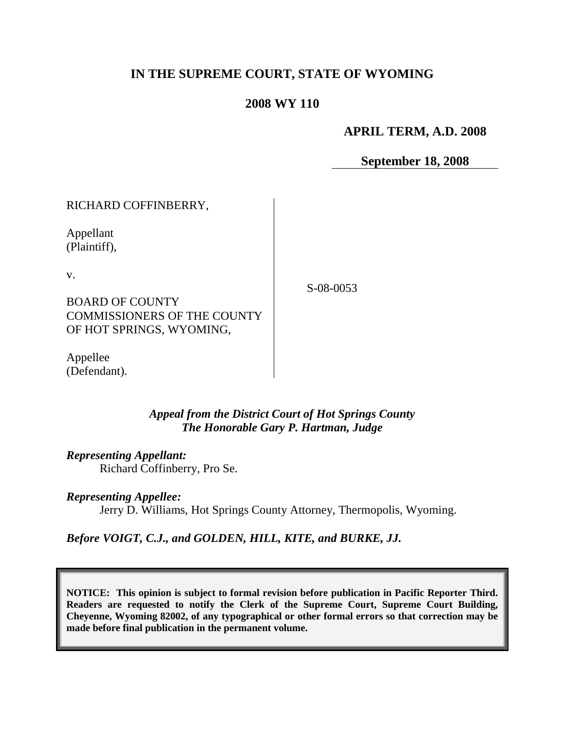# IN THE SUPREME COURT, STATE OF WYOMING

## 2008 WY 110

**APRIL TERM, A.D. 2008**

**September 18, 2008**

RICHARD COFFINBERRY,

Appellant
(Plaintiff),

v.

BOARD OF COUNTY COMMISSIONERS OF THE COUNTY OF HOT SPRINGS, WYOMING,

Appellee
(Defendant).

S-08-0053

*Appeal from the District Court of Hot Springs County*
*The Honorable Gary P. Hartman, Judge*

***Representing Appellant:***
Richard Coffinberry, Pro Se.

***Representing Appellee:***
Jerry D. Williams, Hot Springs County Attorney, Thermopolis, Wyoming.

***Before VOIGT, C.J., and GOLDEN, HILL, KITE, and BURKE, JJ.***

**NOTICE: This opinion is subject to formal revision before publication in Pacific Reporter Third. Readers are requested to notify the Clerk of the Supreme Court, Supreme Court Building, Cheyenne, Wyoming 82002, of any typographical or other formal errors so that correction may be made before final publication in the permanent volume.**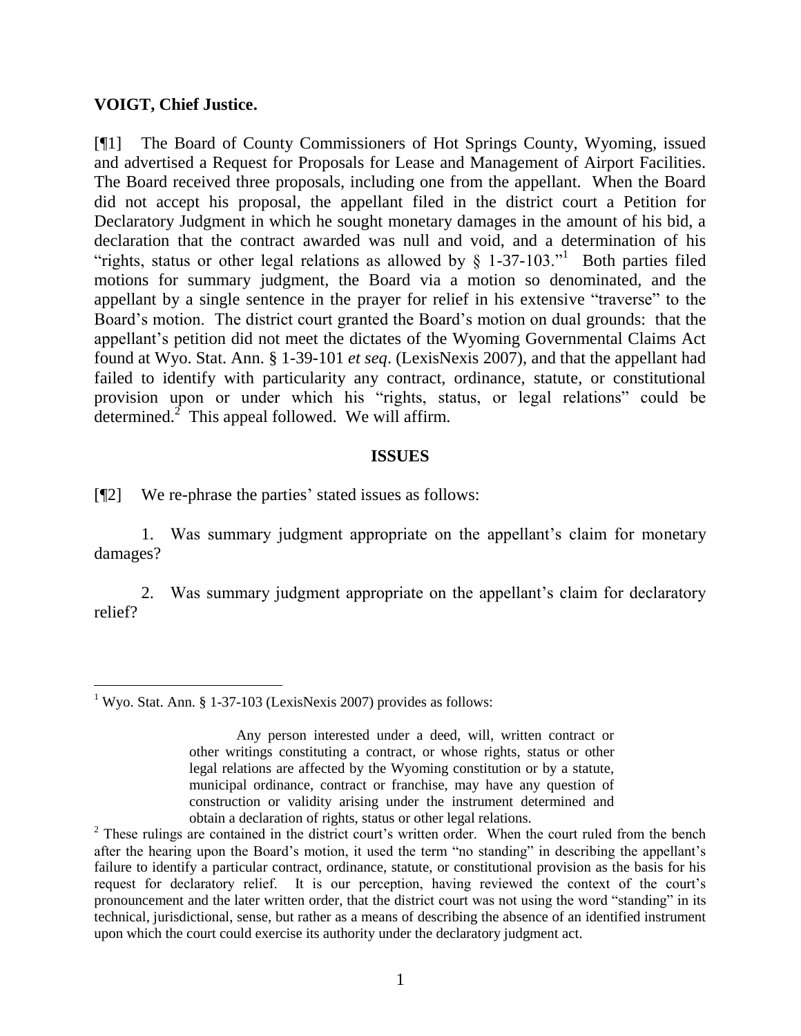**VOIGT, Chief Justice.**

[¶1] The Board of County Commissioners of Hot Springs County, Wyoming, issued and advertised a Request for Proposals for Lease and Management of Airport Facilities. The Board received three proposals, including one from the appellant. When the Board did not accept his proposal, the appellant filed in the district court a Petition for Declaratory Judgment in which he sought monetary damages in the amount of his bid, a declaration that the contract awarded was null and void, and a determination of his "rights, status or other legal relations as allowed by § 1-37-103."[1] Both parties filed motions for summary judgment, the Board via a motion so denominated, and the appellant by a single sentence in the prayer for relief in his extensive "traverse" to the Board's motion. The district court granted the Board's motion on dual grounds: that the appellant's petition did not meet the dictates of the Wyoming Governmental Claims Act found at Wyo. Stat. Ann. § 1-39-101 *et seq*. (LexisNexis 2007), and that the appellant had failed to identify with particularity any contract, ordinance, statute, or constitutional provision upon or under which his "rights, status, or legal relations" could be determined.[2] This appeal followed. We will affirm.

## ISSUES

[¶2] We re-phrase the parties' stated issues as follows:

1. Was summary judgment appropriate on the appellant's claim for monetary damages?

2. Was summary judgment appropriate on the appellant's claim for declaratory relief?

---

[1] Wyo. Stat. Ann. § 1-37-103 (LexisNexis 2007) provides as follows:

> Any person interested under a deed, will, written contract or other writings constituting a contract, or whose rights, status or other legal relations are affected by the Wyoming constitution or by a statute, municipal ordinance, contract or franchise, may have any question of construction or validity arising under the instrument determined and obtain a declaration of rights, status or other legal relations.

[2] These rulings are contained in the district court's written order. When the court ruled from the bench after the hearing upon the Board's motion, it used the term "no standing" in describing the appellant's failure to identify a particular contract, ordinance, statute, or constitutional provision as the basis for his request for declaratory relief. It is our perception, having reviewed the context of the court's pronouncement and the later written order, that the district court was not using the word "standing" in its technical, jurisdictional, sense, but rather as a means of describing the absence of an identified instrument upon which the court could exercise its authority under the declaratory judgment act.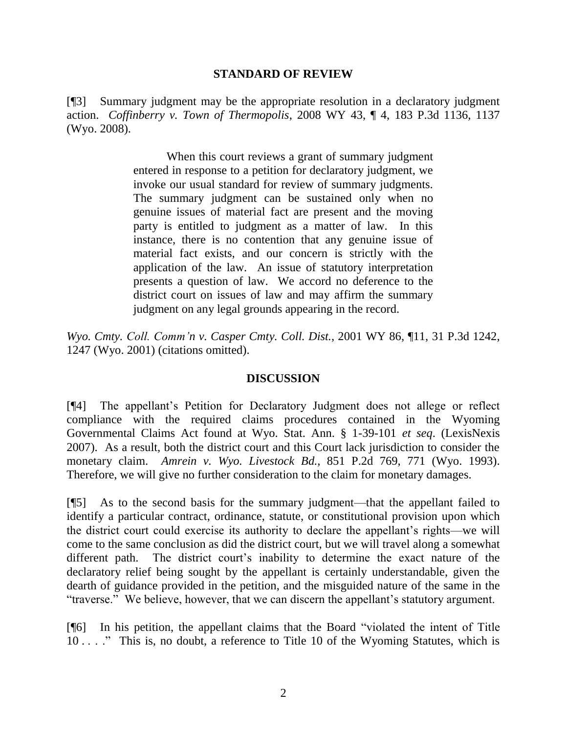## STANDARD OF REVIEW

[¶3] Summary judgment may be the appropriate resolution in a declaratory judgment action. *Coffinberry v. Town of Thermopolis*, 2008 WY 43, ¶ 4, 183 P.3d 1136, 1137 (Wyo. 2008).

> When this court reviews a grant of summary judgment entered in response to a petition for declaratory judgment, we invoke our usual standard for review of summary judgments. The summary judgment can be sustained only when no genuine issues of material fact are present and the moving party is entitled to judgment as a matter of law. In this instance, there is no contention that any genuine issue of material fact exists, and our concern is strictly with the application of the law. An issue of statutory interpretation presents a question of law. We accord no deference to the district court on issues of law and may affirm the summary judgment on any legal grounds appearing in the record.

*Wyo. Cmty. Coll. Comm'n v. Casper Cmty. Coll. Dist.*, 2001 WY 86, ¶11, 31 P.3d 1242, 1247 (Wyo. 2001) (citations omitted).

## DISCUSSION

[¶4] The appellant's Petition for Declaratory Judgment does not allege or reflect compliance with the required claims procedures contained in the Wyoming Governmental Claims Act found at Wyo. Stat. Ann. § 1-39-101 *et seq*. (LexisNexis 2007). As a result, both the district court and this Court lack jurisdiction to consider the monetary claim. *Amrein v. Wyo. Livestock Bd.*, 851 P.2d 769, 771 (Wyo. 1993). Therefore, we will give no further consideration to the claim for monetary damages.

[¶5] As to the second basis for the summary judgment—that the appellant failed to identify a particular contract, ordinance, statute, or constitutional provision upon which the district court could exercise its authority to declare the appellant's rights—we will come to the same conclusion as did the district court, but we will travel along a somewhat different path. The district court's inability to determine the exact nature of the declaratory relief being sought by the appellant is certainly understandable, given the dearth of guidance provided in the petition, and the misguided nature of the same in the "traverse." We believe, however, that we can discern the appellant's statutory argument.

[¶6] In his petition, the appellant claims that the Board "violated the intent of Title 10 . . . ." This is, no doubt, a reference to Title 10 of the Wyoming Statutes, which is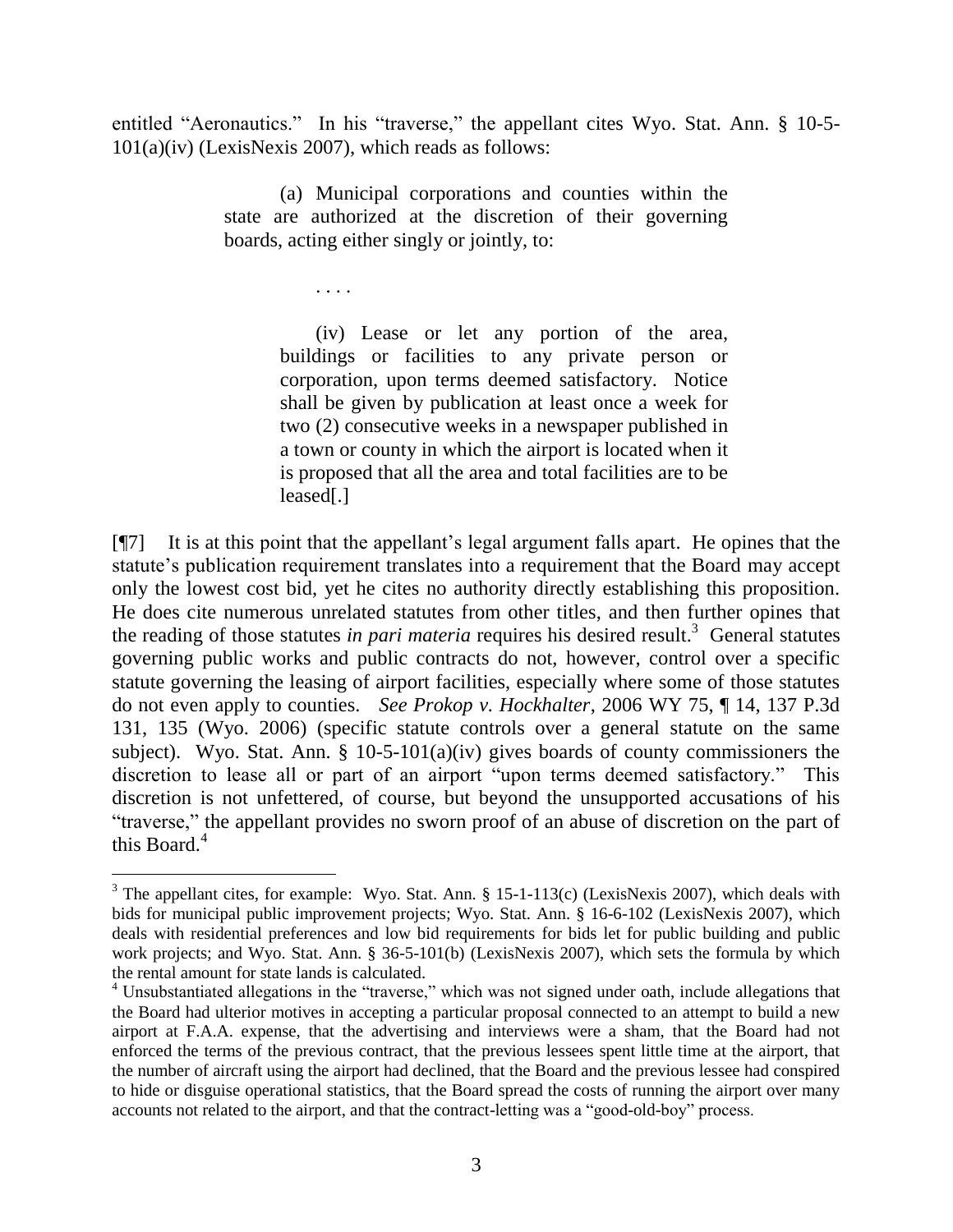entitled "Aeronautics." In his "traverse," the appellant cites Wyo. Stat. Ann. § 10-5-101(a)(iv) (LexisNexis 2007), which reads as follows:

> (a) Municipal corporations and counties within the state are authorized at the discretion of their governing boards, acting either singly or jointly, to:
>
> . . . .
>
> (iv) Lease or let any portion of the area, buildings or facilities to any private person or corporation, upon terms deemed satisfactory. Notice shall be given by publication at least once a week for two (2) consecutive weeks in a newspaper published in a town or county in which the airport is located when it is proposed that all the area and total facilities are to be leased[.]

[¶7] It is at this point that the appellant's legal argument falls apart. He opines that the statute's publication requirement translates into a requirement that the Board may accept only the lowest cost bid, yet he cites no authority directly establishing this proposition. He does cite numerous unrelated statutes from other titles, and then further opines that the reading of those statutes *in pari materia* requires his desired result.[3] General statutes governing public works and public contracts do not, however, control over a specific statute governing the leasing of airport facilities, especially where some of those statutes do not even apply to counties. *See Prokop v. Hockhalter*, 2006 WY 75, ¶ 14, 137 P.3d 131, 135 (Wyo. 2006) (specific statute controls over a general statute on the same subject). Wyo. Stat. Ann. § 10-5-101(a)(iv) gives boards of county commissioners the discretion to lease all or part of an airport "upon terms deemed satisfactory." This discretion is not unfettered, of course, but beyond the unsupported accusations of his "traverse," the appellant provides no sworn proof of an abuse of discretion on the part of this Board.[4]

---

[3] The appellant cites, for example: Wyo. Stat. Ann. § 15-1-113(c) (LexisNexis 2007), which deals with bids for municipal public improvement projects; Wyo. Stat. Ann. § 16-6-102 (LexisNexis 2007), which deals with residential preferences and low bid requirements for bids let for public building and public work projects; and Wyo. Stat. Ann. § 36-5-101(b) (LexisNexis 2007), which sets the formula by which the rental amount for state lands is calculated.

[4] Unsubstantiated allegations in the "traverse," which was not signed under oath, include allegations that the Board had ulterior motives in accepting a particular proposal connected to an attempt to build a new airport at F.A.A. expense, that the advertising and interviews were a sham, that the Board had not enforced the terms of the previous contract, that the previous lessees spent little time at the airport, that the number of aircraft using the airport had declined, that the Board and the previous lessee had conspired to hide or disguise operational statistics, that the Board spread the costs of running the airport over many accounts not related to the airport, and that the contract-letting was a "good-old-boy" process.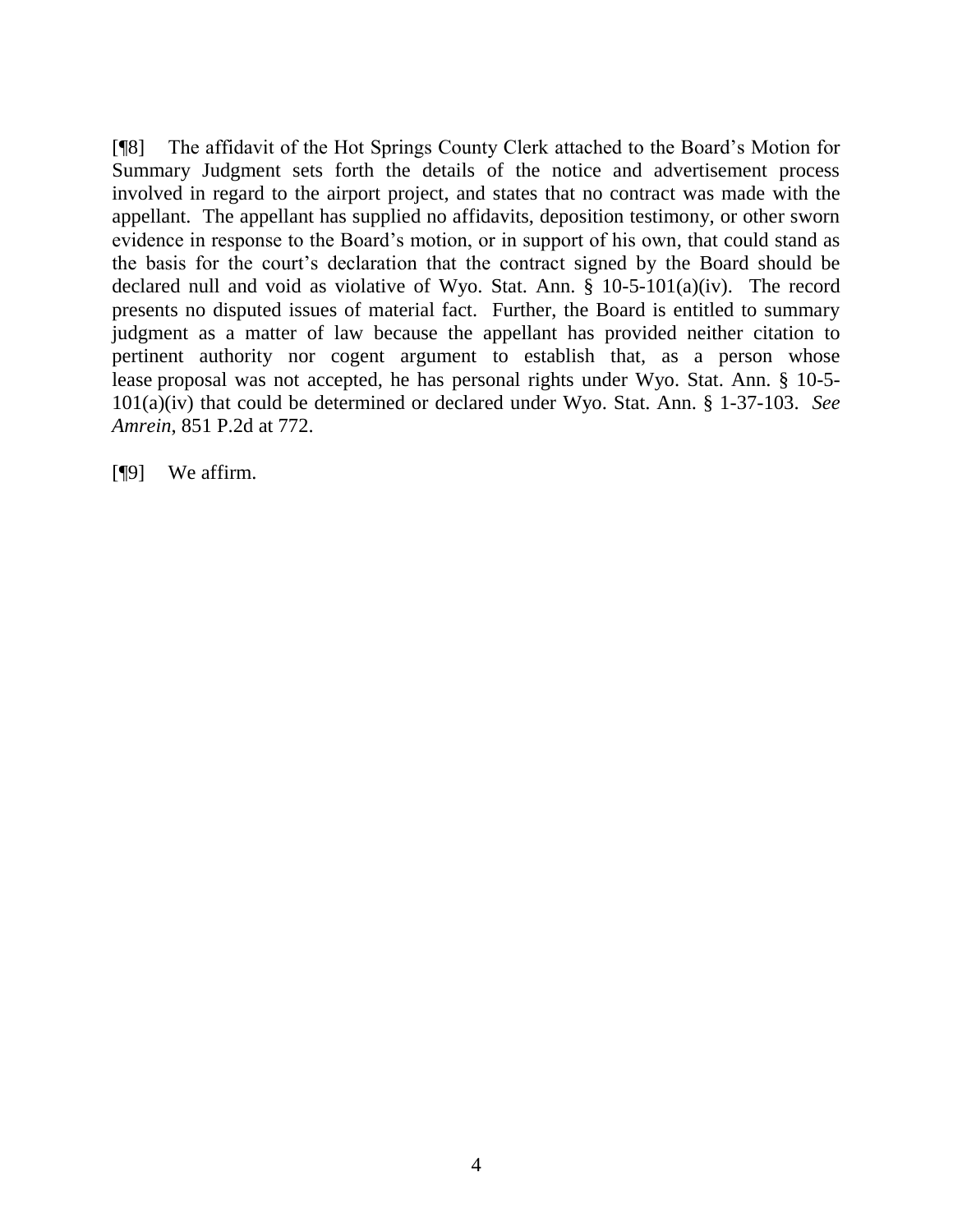[¶8] The affidavit of the Hot Springs County Clerk attached to the Board's Motion for Summary Judgment sets forth the details of the notice and advertisement process involved in regard to the airport project, and states that no contract was made with the appellant. The appellant has supplied no affidavits, deposition testimony, or other sworn evidence in response to the Board's motion, or in support of his own, that could stand as the basis for the court's declaration that the contract signed by the Board should be declared null and void as violative of Wyo. Stat. Ann. § 10-5-101(a)(iv). The record presents no disputed issues of material fact. Further, the Board is entitled to summary judgment as a matter of law because the appellant has provided neither citation to pertinent authority nor cogent argument to establish that, as a person whose lease proposal was not accepted, he has personal rights under Wyo. Stat. Ann. § 10-5-101(a)(iv) that could be determined or declared under Wyo. Stat. Ann. § 1-37-103. *See Amrein*, 851 P.2d at 772.

[¶9] We affirm.